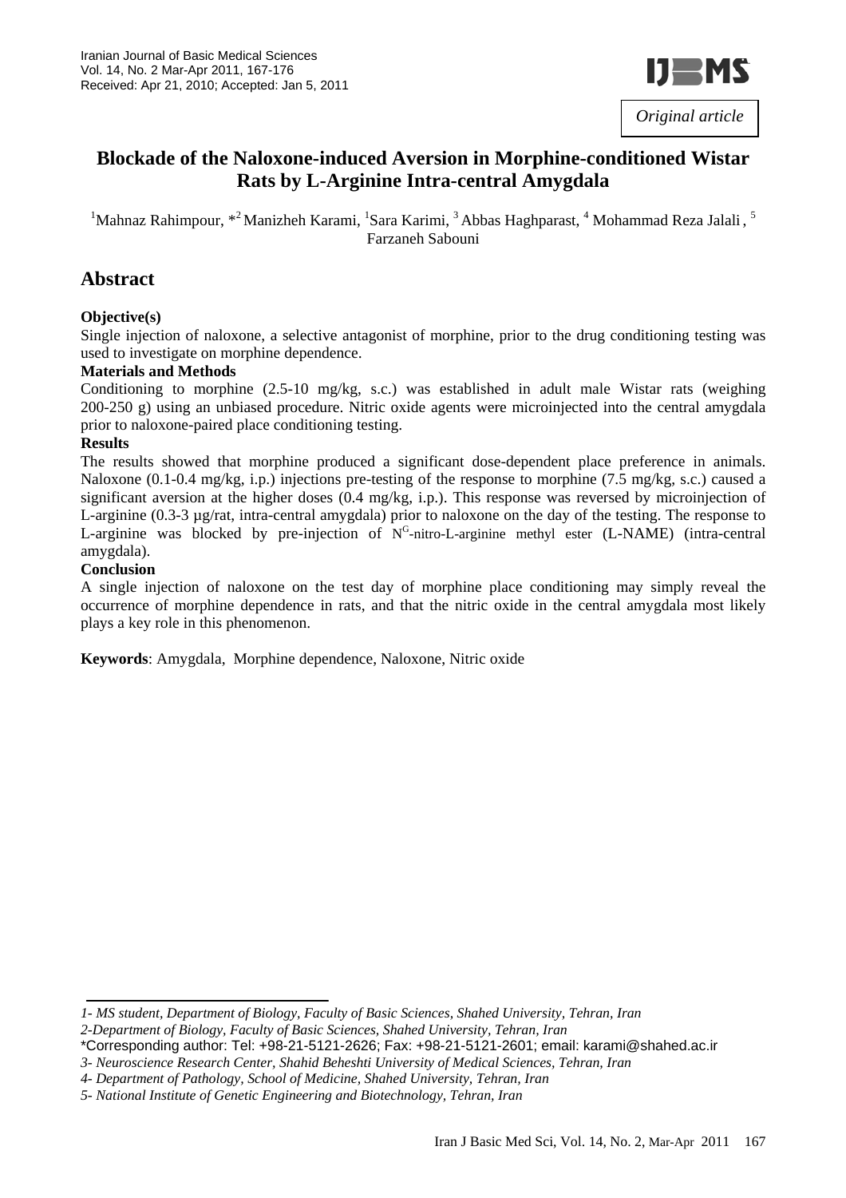Original article

# Blockade of the Naloxone-induced Aversion in Morphine-conditioned Wistar Rats by L-Arginine Intra-central Amygdala

[1]Mahnaz Rahimpour, *[2] Manizheh Karami, [1]Sara Karimi, [3] Abbas Haghparast, [4] Mohammad Reza Jalali, [5] Farzaneh Sabouni

## Abstract

**Objective(s)**

Single injection of naloxone, a selective antagonist of morphine, prior to the drug conditioning testing was used to investigate on morphine dependence.

**Materials and Methods**

Conditioning to morphine (2.5-10 mg/kg, s.c.) was established in adult male Wistar rats (weighing 200-250 g) using an unbiased procedure. Nitric oxide agents were microinjected into the central amygdala prior to naloxone-paired place conditioning testing.

**Results**

The results showed that morphine produced a significant dose-dependent place preference in animals. Naloxone (0.1-0.4 mg/kg, i.p.) injections pre-testing of the response to morphine (7.5 mg/kg, s.c.) caused a significant aversion at the higher doses (0.4 mg/kg, i.p.). This response was reversed by microinjection of L-arginine (0.3-3 µg/rat, intra-central amygdala) prior to naloxone on the day of the testing. The response to L-arginine was blocked by pre-injection of $N^G$-nitro-L-arginine methyl ester (L-NAME) (intra-central amygdala).

**Conclusion**

A single injection of naloxone on the test day of morphine place conditioning may simply reveal the occurrence of morphine dependence in rats, and that the nitric oxide in the central amygdala most likely plays a key role in this phenomenon.

**Keywords**: Amygdala, Morphine dependence, Naloxone, Nitric oxide

---

*1- MS student, Department of Biology, Faculty of Basic Sciences, Shahed University, Tehran, Iran*

*2-Department of Biology, Faculty of Basic Sciences, Shahed University, Tehran, Iran*

*Corresponding author: Tel: +98-21-5121-2626; Fax: +98-21-5121-2601; email: karami@shahed.ac.ir

*3- Neuroscience Research Center, Shahid Beheshti University of Medical Sciences, Tehran, Iran*

*4- Department of Pathology, School of Medicine, Shahed University, Tehran, Iran*

*5- National Institute of Genetic Engineering and Biotechnology, Tehran, Iran*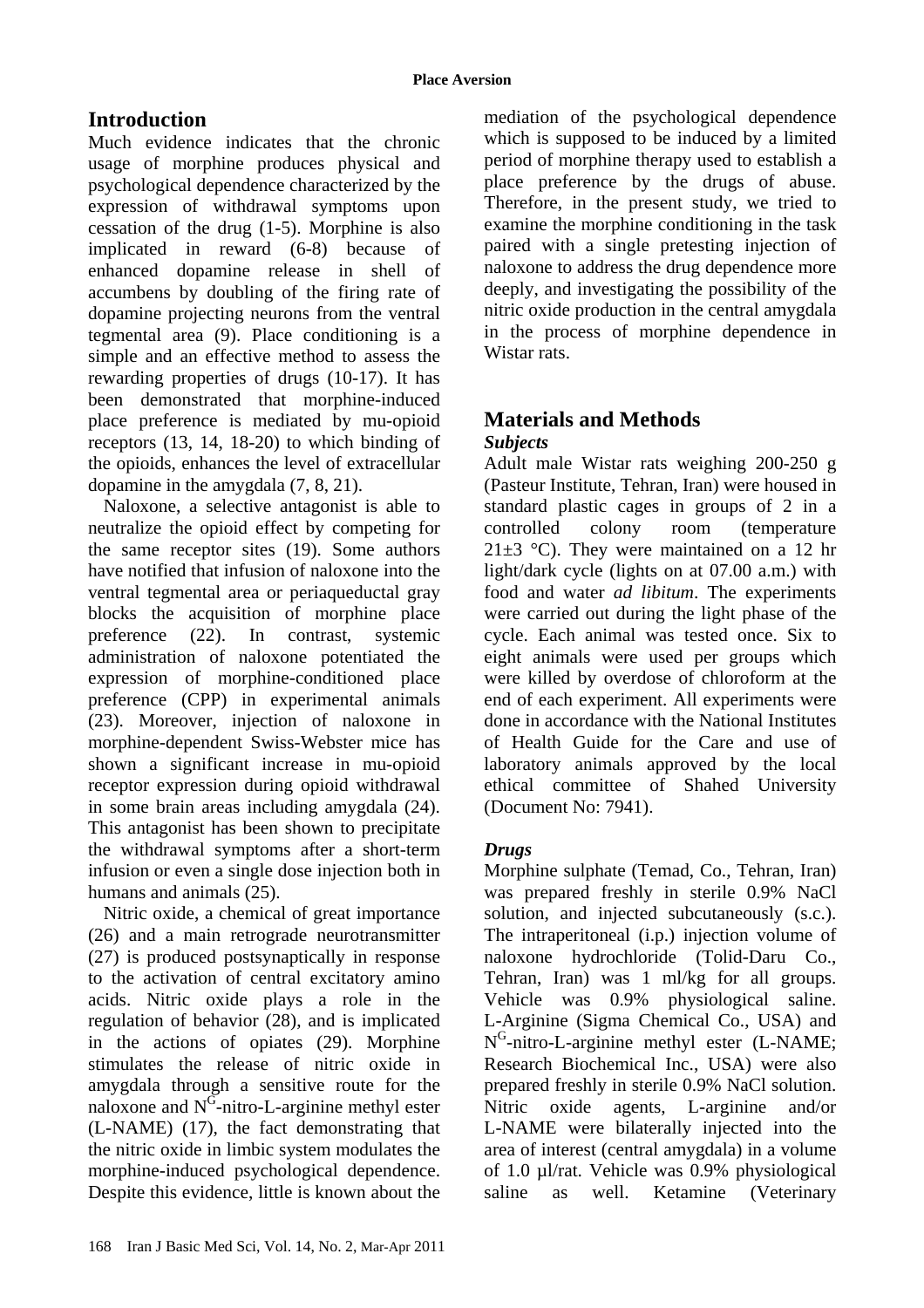## Introduction

Much evidence indicates that the chronic usage of morphine produces physical and psychological dependence characterized by the expression of withdrawal symptoms upon cessation of the drug (1-5). Morphine is also implicated in reward (6-8) because of enhanced dopamine release in shell of accumbens by doubling of the firing rate of dopamine projecting neurons from the ventral tegmental area (9). Place conditioning is a simple and an effective method to assess the rewarding properties of drugs (10-17). It has been demonstrated that morphine-induced place preference is mediated by mu-opioid receptors (13, 14, 18-20) to which binding of the opioids, enhances the level of extracellular dopamine in the amygdala (7, 8, 21).

Naloxone, a selective antagonist is able to neutralize the opioid effect by competing for the same receptor sites (19). Some authors have notified that infusion of naloxone into the ventral tegmental area or periaqueductal gray blocks the acquisition of morphine place preference (22). In contrast, systemic administration of naloxone potentiated the expression of morphine-conditioned place preference (CPP) in experimental animals (23). Moreover, injection of naloxone in morphine-dependent Swiss-Webster mice has shown a significant increase in mu-opioid receptor expression during opioid withdrawal in some brain areas including amygdala (24). This antagonist has been shown to precipitate the withdrawal symptoms after a short-term infusion or even a single dose injection both in humans and animals (25).

Nitric oxide, a chemical of great importance (26) and a main retrograde neurotransmitter (27) is produced postsynaptically in response to the activation of central excitatory amino acids. Nitric oxide plays a role in the regulation of behavior (28), and is implicated in the actions of opiates (29). Morphine stimulates the release of nitric oxide in amygdala through a sensitive route for the naloxone and $N^G$-nitro-L-arginine methyl ester (L-NAME) (17), the fact demonstrating that the nitric oxide in limbic system modulates the morphine-induced psychological dependence. Despite this evidence, little is known about the mediation of the psychological dependence which is supposed to be induced by a limited period of morphine therapy used to establish a place preference by the drugs of abuse. Therefore, in the present study, we tried to examine the morphine conditioning in the task paired with a single pretesting injection of naloxone to address the drug dependence more deeply, and investigating the possibility of the nitric oxide production in the central amygdala in the process of morphine dependence in Wistar rats.

## Materials and Methods

### *Subjects*

Adult male Wistar rats weighing 200-250 g (Pasteur Institute, Tehran, Iran) were housed in standard plastic cages in groups of 2 in a controlled colony room (temperature 21±3 °C). They were maintained on a 12 hr light/dark cycle (lights on at 07.00 a.m.) with food and water *ad libitum*. The experiments were carried out during the light phase of the cycle. Each animal was tested once. Six to eight animals were used per groups which were killed by overdose of chloroform at the end of each experiment. All experiments were done in accordance with the National Institutes of Health Guide for the Care and use of laboratory animals approved by the local ethical committee of Shahed University (Document No: 7941).

### *Drugs*

Morphine sulphate (Temad, Co., Tehran, Iran) was prepared freshly in sterile 0.9% NaCl solution, and injected subcutaneously (s.c.). The intraperitoneal (i.p.) injection volume of naloxone hydrochloride (Tolid-Daru Co., Tehran, Iran) was 1 ml/kg for all groups. Vehicle was 0.9% physiological saline. L-Arginine (Sigma Chemical Co., USA) and $N^G$-nitro-L-arginine methyl ester (L-NAME; Research Biochemical Inc., USA) were also prepared freshly in sterile 0.9% NaCl solution. Nitric oxide agents, L-arginine and/or L-NAME were bilaterally injected into the area of interest (central amygdala) in a volume of 1.0 µl/rat. Vehicle was 0.9% physiological saline as well. Ketamine (Veterinary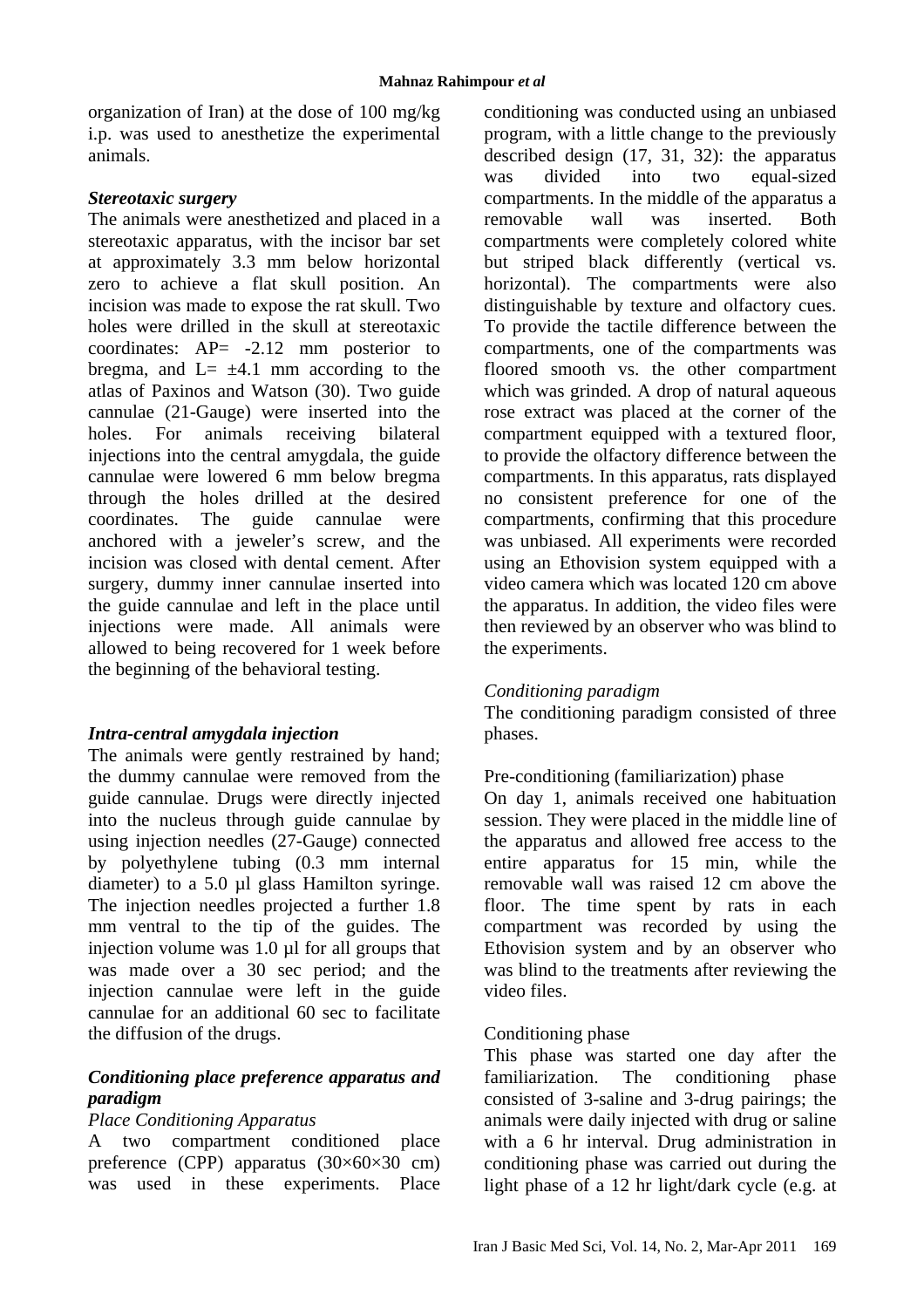organization of Iran) at the dose of 100 mg/kg i.p. was used to anesthetize the experimental animals.

### *Stereotaxic surgery*

The animals were anesthetized and placed in a stereotaxic apparatus, with the incisor bar set at approximately 3.3 mm below horizontal zero to achieve a flat skull position. An incision was made to expose the rat skull. Two holes were drilled in the skull at stereotaxic coordinates: AP= -2.12 mm posterior to bregma, and L= ±4.1 mm according to the atlas of Paxinos and Watson (30). Two guide cannulae (21-Gauge) were inserted into the holes. For animals receiving bilateral injections into the central amygdala, the guide cannulae were lowered 6 mm below bregma through the holes drilled at the desired coordinates. The guide cannulae were anchored with a jeweler's screw, and the incision was closed with dental cement. After surgery, dummy inner cannulae inserted into the guide cannulae and left in the place until injections were made. All animals were allowed to being recovered for 1 week before the beginning of the behavioral testing.

### *Intra-central amygdala injection*

The animals were gently restrained by hand; the dummy cannulae were removed from the guide cannulae. Drugs were directly injected into the nucleus through guide cannulae by using injection needles (27-Gauge) connected by polyethylene tubing (0.3 mm internal diameter) to a 5.0 µl glass Hamilton syringe. The injection needles projected a further 1.8 mm ventral to the tip of the guides. The injection volume was 1.0 µl for all groups that was made over a 30 sec period; and the injection cannulae were left in the guide cannulae for an additional 60 sec to facilitate the diffusion of the drugs.

### *Conditioning place preference apparatus and paradigm*

*Place Conditioning Apparatus*

A two compartment conditioned place preference (CPP) apparatus (30×60×30 cm) was used in these experiments. Place conditioning was conducted using an unbiased program, with a little change to the previously described design (17, 31, 32): the apparatus was divided into two equal-sized compartments. In the middle of the apparatus a removable wall was inserted. Both compartments were completely colored white but striped black differently (vertical vs. horizontal). The compartments were also distinguishable by texture and olfactory cues. To provide the tactile difference between the compartments, one of the compartments was floored smooth vs. the other compartment which was grinded. A drop of natural aqueous rose extract was placed at the corner of the compartment equipped with a textured floor, to provide the olfactory difference between the compartments. In this apparatus, rats displayed no consistent preference for one of the compartments, confirming that this procedure was unbiased. All experiments were recorded using an Ethovision system equipped with a video camera which was located 120 cm above the apparatus. In addition, the video files were then reviewed by an observer who was blind to the experiments.

*Conditioning paradigm*

The conditioning paradigm consisted of three phases.

Pre-conditioning (familiarization) phase

On day 1, animals received one habituation session. They were placed in the middle line of the apparatus and allowed free access to the entire apparatus for 15 min, while the removable wall was raised 12 cm above the floor. The time spent by rats in each compartment was recorded by using the Ethovision system and by an observer who was blind to the treatments after reviewing the video files.

Conditioning phase

This phase was started one day after the familiarization. The conditioning phase consisted of 3-saline and 3-drug pairings; the animals were daily injected with drug or saline with a 6 hr interval. Drug administration in conditioning phase was carried out during the light phase of a 12 hr light/dark cycle (e.g. at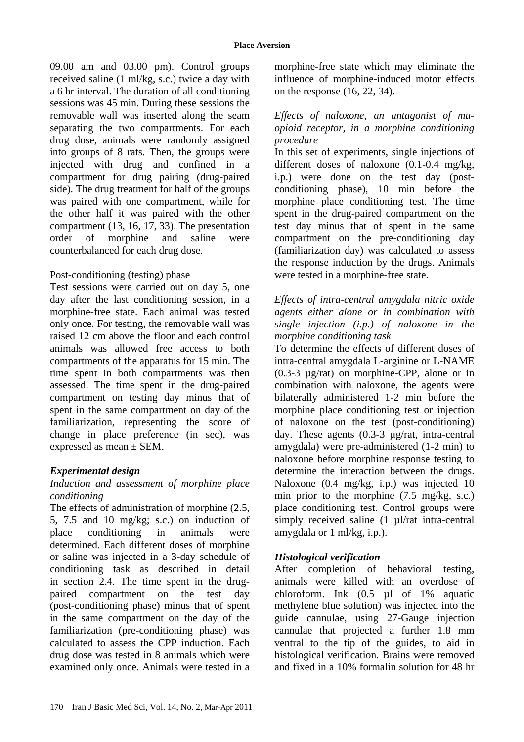09.00 am and 03.00 pm). Control groups received saline (1 ml/kg, s.c.) twice a day with a 6 hr interval. The duration of all conditioning sessions was 45 min. During these sessions the removable wall was inserted along the seam separating the two compartments. For each drug dose, animals were randomly assigned into groups of 8 rats. Then, the groups were injected with drug and confined in a compartment for drug pairing (drug-paired side). The drug treatment for half of the groups was paired with one compartment, while for the other half it was paired with the other compartment (13, 16, 17, 33). The presentation order of morphine and saline were counterbalanced for each drug dose.

Post-conditioning (testing) phase

Test sessions were carried out on day 5, one day after the last conditioning session, in a morphine-free state. Each animal was tested only once. For testing, the removable wall was raised 12 cm above the floor and each control animals was allowed free access to both compartments of the apparatus for 15 min. The time spent in both compartments was then assessed. The time spent in the drug-paired compartment on testing day minus that of spent in the same compartment on day of the familiarization, representing the score of change in place preference (in sec), was expressed as mean ± SEM.

### *Experimental design*

*Induction and assessment of morphine place conditioning*

The effects of administration of morphine (2.5, 5, 7.5 and 10 mg/kg; s.c.) on induction of place conditioning in animals were determined. Each different doses of morphine or saline was injected in a 3-day schedule of conditioning task as described in detail in section 2.4. The time spent in the drug-paired compartment on the test day (post-conditioning phase) minus that of spent in the same compartment on the day of the familiarization (pre-conditioning phase) was calculated to assess the CPP induction. Each drug dose was tested in 8 animals which were examined only once. Animals were tested in a morphine-free state which may eliminate the influence of morphine-induced motor effects on the response (16, 22, 34).

*Effects of naloxone, an antagonist of mu-opioid receptor, in a morphine conditioning procedure*

In this set of experiments, single injections of different doses of naloxone (0.1-0.4 mg/kg, i.p.) were done on the test day (post-conditioning phase), 10 min before the morphine place conditioning test. The time spent in the drug-paired compartment on the test day minus that of spent in the same compartment on the pre-conditioning day (familiarization day) was calculated to assess the response induction by the drugs. Animals were tested in a morphine-free state.

*Effects of intra-central amygdala nitric oxide agents either alone or in combination with single injection (i.p.) of naloxone in the morphine conditioning task*

To determine the effects of different doses of intra-central amygdala L-arginine or L-NAME (0.3-3 µg/rat) on morphine-CPP, alone or in combination with naloxone, the agents were bilaterally administered 1-2 min before the morphine place conditioning test or injection of naloxone on the test (post-conditioning) day. These agents (0.3-3 µg/rat, intra-central amygdala) were pre-administered (1-2 min) to naloxone before morphine response testing to determine the interaction between the drugs. Naloxone (0.4 mg/kg, i.p.) was injected 10 min prior to the morphine (7.5 mg/kg, s.c.) place conditioning test. Control groups were simply received saline (1 µl/rat intra-central amygdala or 1 ml/kg, i.p.).

### *Histological verification*

After completion of behavioral testing, animals were killed with an overdose of chloroform. Ink (0.5 µl of 1% aquatic methylene blue solution) was injected into the guide cannulae, using 27-Gauge injection cannulae that projected a further 1.8 mm ventral to the tip of the guides, to aid in histological verification. Brains were removed and fixed in a 10% formalin solution for 48 hr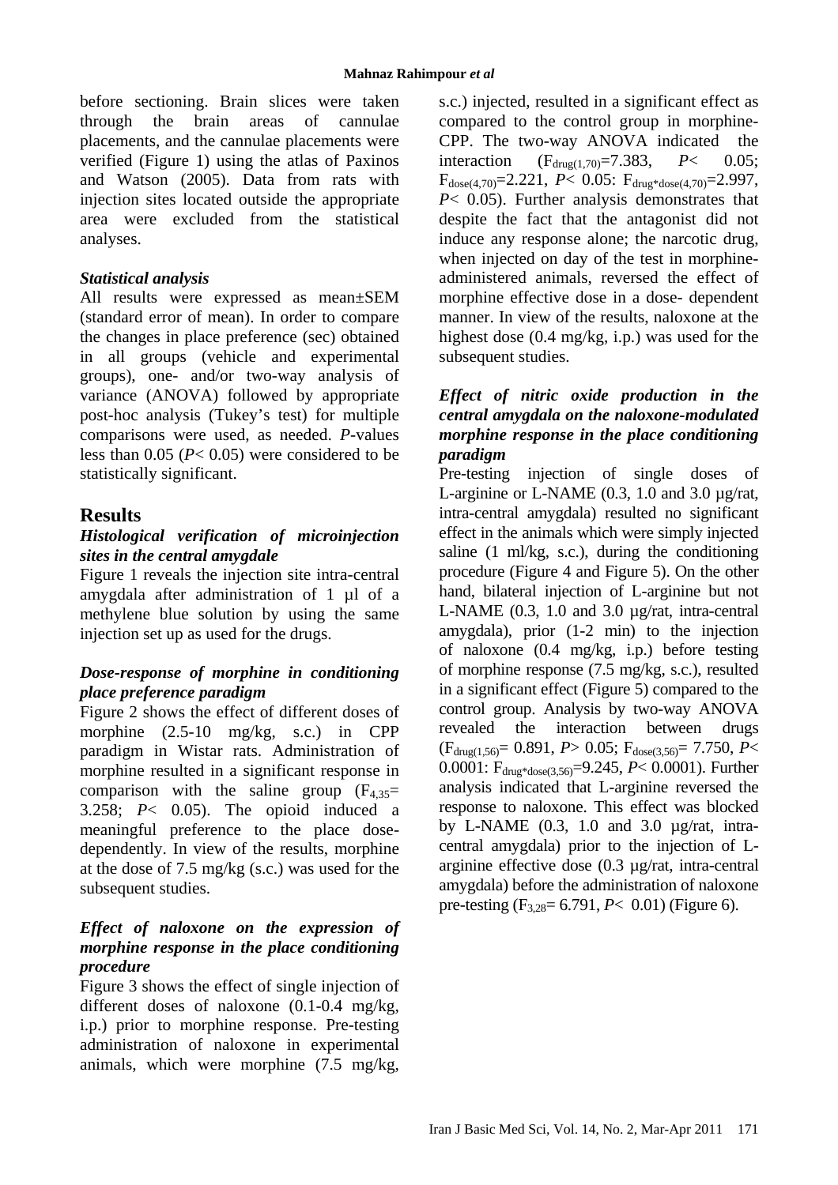before sectioning. Brain slices were taken through the brain areas of cannulae placements, and the cannulae placements were verified (Figure 1) using the atlas of Paxinos and Watson (2005). Data from rats with injection sites located outside the appropriate area were excluded from the statistical analyses.

### *Statistical analysis*

All results were expressed as mean±SEM (standard error of mean). In order to compare the changes in place preference (sec) obtained in all groups (vehicle and experimental groups), one- and/or two-way analysis of variance (ANOVA) followed by appropriate post-hoc analysis (Tukey's test) for multiple comparisons were used, as needed. *P*-values less than 0.05 ($P< 0.05$) were considered to be statistically significant.

## Results

### *Histological verification of microinjection sites in the central amygdale*

Figure 1 reveals the injection site intra-central amygdala after administration of 1 µl of a methylene blue solution by using the same injection set up as used for the drugs.

### *Dose-response of morphine in conditioning place preference paradigm*

Figure 2 shows the effect of different doses of morphine (2.5-10 mg/kg, s.c.) in CPP paradigm in Wistar rats. Administration of morphine resulted in a significant response in comparison with the saline group ($F_{4,35}$= 3.258; $P< 0.05$). The opioid induced a meaningful preference to the place dose-dependently. In view of the results, morphine at the dose of 7.5 mg/kg (s.c.) was used for the subsequent studies.

### *Effect of naloxone on the expression of morphine response in the place conditioning procedure*

Figure 3 shows the effect of single injection of different doses of naloxone (0.1-0.4 mg/kg, i.p.) prior to morphine response. Pre-testing administration of naloxone in experimental animals, which were morphine (7.5 mg/kg, s.c.) injected, resulted in a significant effect as compared to the control group in morphine-CPP. The two-way ANOVA indicated the interaction ($F_{drug(1,70)}$=7.383, $P< 0.05$; $F_{dose(4,70)}$=2.221, $P< 0.05$: $F_{drug*dose(4,70)}$=2.997, $P< 0.05$). Further analysis demonstrates that despite the fact that the antagonist did not induce any response alone; the narcotic drug, when injected on day of the test in morphine-administered animals, reversed the effect of morphine effective dose in a dose- dependent manner. In view of the results, naloxone at the highest dose (0.4 mg/kg, i.p.) was used for the subsequent studies.

### *Effect of nitric oxide production in the central amygdala on the naloxone-modulated morphine response in the place conditioning paradigm*

Pre-testing injection of single doses of L-arginine or L-NAME (0.3, 1.0 and 3.0 µg/rat, intra-central amygdala) resulted no significant effect in the animals which were simply injected saline (1 ml/kg, s.c.), during the conditioning procedure (Figure 4 and Figure 5). On the other hand, bilateral injection of L-arginine but not L-NAME (0.3, 1.0 and 3.0 µg/rat, intra-central amygdala), prior (1-2 min) to the injection of naloxone (0.4 mg/kg, i.p.) before testing of morphine response (7.5 mg/kg, s.c.), resulted in a significant effect (Figure 5) compared to the control group. Analysis by two-way ANOVA revealed the interaction between drugs ($F_{drug(1,56)}$= 0.891, $P> 0.05$; $F_{dose(3,56)}$= 7.750, $P< 0.0001$: $F_{drug*dose(3,56)}$=9.245, $P< 0.0001$). Further analysis indicated that L-arginine reversed the response to naloxone. This effect was blocked by L-NAME (0.3, 1.0 and 3.0 µg/rat, intra-central amygdala) prior to the injection of L-arginine effective dose (0.3 µg/rat, intra-central amygdala) before the administration of naloxone pre-testing ($F_{3,28}$= 6.791, $P< 0.01$) (Figure 6).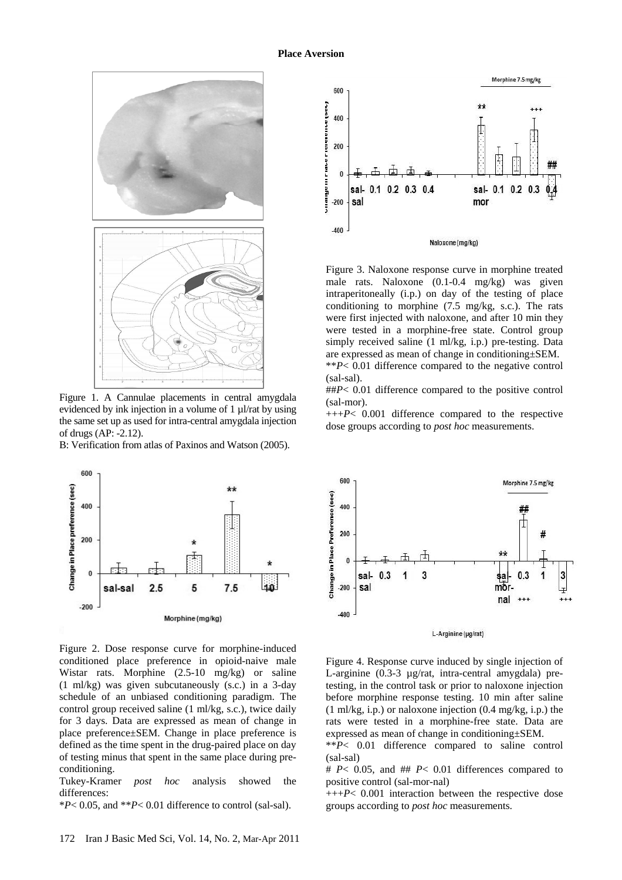Figure 1. A Cannulae placements in central amygdala evidenced by ink injection in a volume of 1 µl/rat by using the same set up as used for intra-central amygdala injection of drugs (AP: -2.12).

B: Verification from atlas of Paxinos and Watson (2005).

Figure 2. Dose response curve for morphine-induced conditioned place preference in opioid-naive male Wistar rats. Morphine (2.5-10 mg/kg) or saline (1 ml/kg) was given subcutaneously (s.c.) in a 3-day schedule of an unbiased conditioning paradigm. The control group received saline (1 ml/kg, s.c.), twice daily for 3 days. Data are expressed as mean of change in place preference±SEM. Change in place preference is defined as the time spent in the drug-paired place on day of testing minus that spent in the same place during pre-conditioning.

Tukey-Kramer *post hoc* analysis showed the differences:

\**P*< 0.05, and \*\**P*< 0.01 difference to control (sal-sal).

Figure 3. Naloxone response curve in morphine treated male rats. Naloxone (0.1-0.4 mg/kg) was given intraperitoneally (i.p.) on day of the testing of place conditioning to morphine (7.5 mg/kg, s.c.). The rats were first injected with naloxone, and after 10 min they were tested in a morphine-free state. Control group simply received saline (1 ml/kg, i.p.) pre-testing. Data are expressed as mean of change in conditioning±SEM.

\*\**P*< 0.01 difference compared to the negative control (sal-sal).

##*P*< 0.01 difference compared to the positive control (sal-mor).

+++*P*< 0.001 difference compared to the respective dose groups according to *post hoc* measurements.

Figure 4. Response curve induced by single injection of L-arginine (0.3-3 µg/rat, intra-central amygdala) pre-testing, in the control task or prior to naloxone injection before morphine response testing. 10 min after saline (1 ml/kg, i.p.) or naloxone injection (0.4 mg/kg, i.p.) the rats were tested in a morphine-free state. Data are expressed as mean of change in conditioning±SEM.

\*\**P*< 0.01 difference compared to saline control (sal-sal)

# *P*< 0.05, and ## *P*< 0.01 differences compared to positive control (sal-mor-nal)

+++*P*< 0.001 interaction between the respective dose groups according to *post hoc* measurements.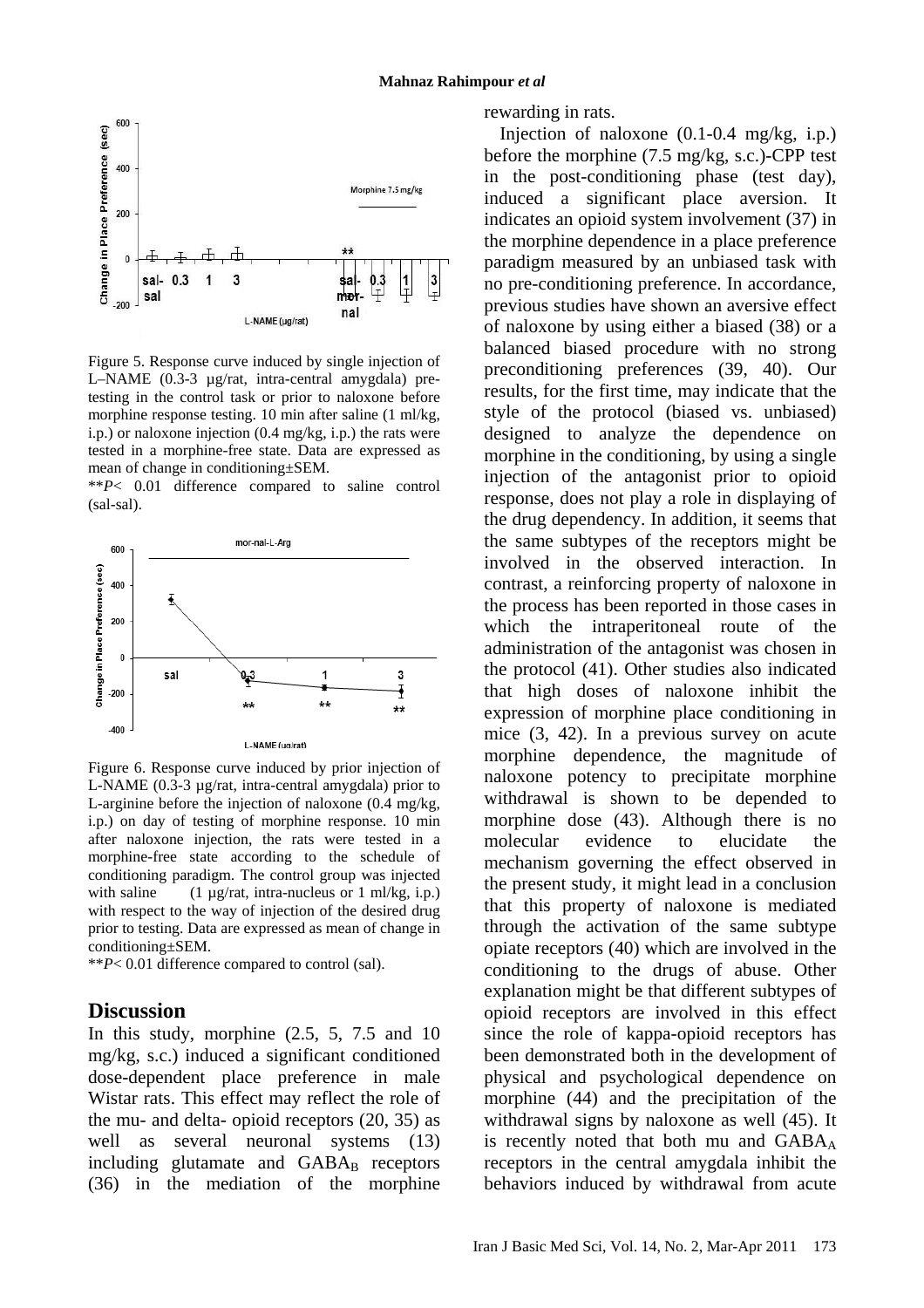Figure 5. Response curve induced by single injection of L–NAME (0.3-3 µg/rat, intra-central amygdala) pre-testing in the control task or prior to naloxone before morphine response testing. 10 min after saline (1 ml/kg, i.p.) or naloxone injection (0.4 mg/kg, i.p.) the rats were tested in a morphine-free state. Data are expressed as mean of change in conditioning±SEM.

\*\**P*< 0.01 difference compared to saline control (sal-sal).

Figure 6. Response curve induced by prior injection of L-NAME (0.3-3 µg/rat, intra-central amygdala) prior to L-arginine before the injection of naloxone (0.4 mg/kg, i.p.) on day of testing of morphine response. 10 min after naloxone injection, the rats were tested in a morphine-free state according to the schedule of conditioning paradigm. The control group was injected with saline (1 µg/rat, intra-nucleus or 1 ml/kg, i.p.) with respect to the way of injection of the desired drug prior to testing. Data are expressed as mean of change in conditioning±SEM.

\*\**P*< 0.01 difference compared to control (sal).

## Discussion

In this study, morphine (2.5, 5, 7.5 and 10 mg/kg, s.c.) induced a significant conditioned dose-dependent place preference in male Wistar rats. This effect may reflect the role of the mu- and delta- opioid receptors (20, 35) as well as several neuronal systems (13) including glutamate and $GABA_B$ receptors (36) in the mediation of the morphine rewarding in rats.

Injection of naloxone (0.1-0.4 mg/kg, i.p.) before the morphine (7.5 mg/kg, s.c.)-CPP test in the post-conditioning phase (test day), induced a significant place aversion. It indicates an opioid system involvement (37) in the morphine dependence in a place preference paradigm measured by an unbiased task with no pre-conditioning preference. In accordance, previous studies have shown an aversive effect of naloxone by using either a biased (38) or a balanced biased procedure with no strong preconditioning preferences (39, 40). Our results, for the first time, may indicate that the style of the protocol (biased vs. unbiased) designed to analyze the dependence on morphine in the conditioning, by using a single injection of the antagonist prior to opioid response, does not play a role in displaying of the drug dependency. In addition, it seems that the same subtypes of the receptors might be involved in the observed interaction. In contrast, a reinforcing property of naloxone in the process has been reported in those cases in which the intraperitoneal route of the administration of the antagonist was chosen in the protocol (41). Other studies also indicated that high doses of naloxone inhibit the expression of morphine place conditioning in mice (3, 42). In a previous survey on acute morphine dependence, the magnitude of naloxone potency to precipitate morphine withdrawal is shown to be depended to morphine dose (43). Although there is no molecular evidence to elucidate the mechanism governing the effect observed in the present study, it might lead in a conclusion that this property of naloxone is mediated through the activation of the same subtype opiate receptors (40) which are involved in the conditioning to the drugs of abuse. Other explanation might be that different subtypes of opioid receptors are involved in this effect since the role of kappa-opioid receptors has been demonstrated both in the development of physical and psychological dependence on morphine (44) and the precipitation of the withdrawal signs by naloxone as well (45). It is recently noted that both mu and $GABA_A$ receptors in the central amygdala inhibit the behaviors induced by withdrawal from acute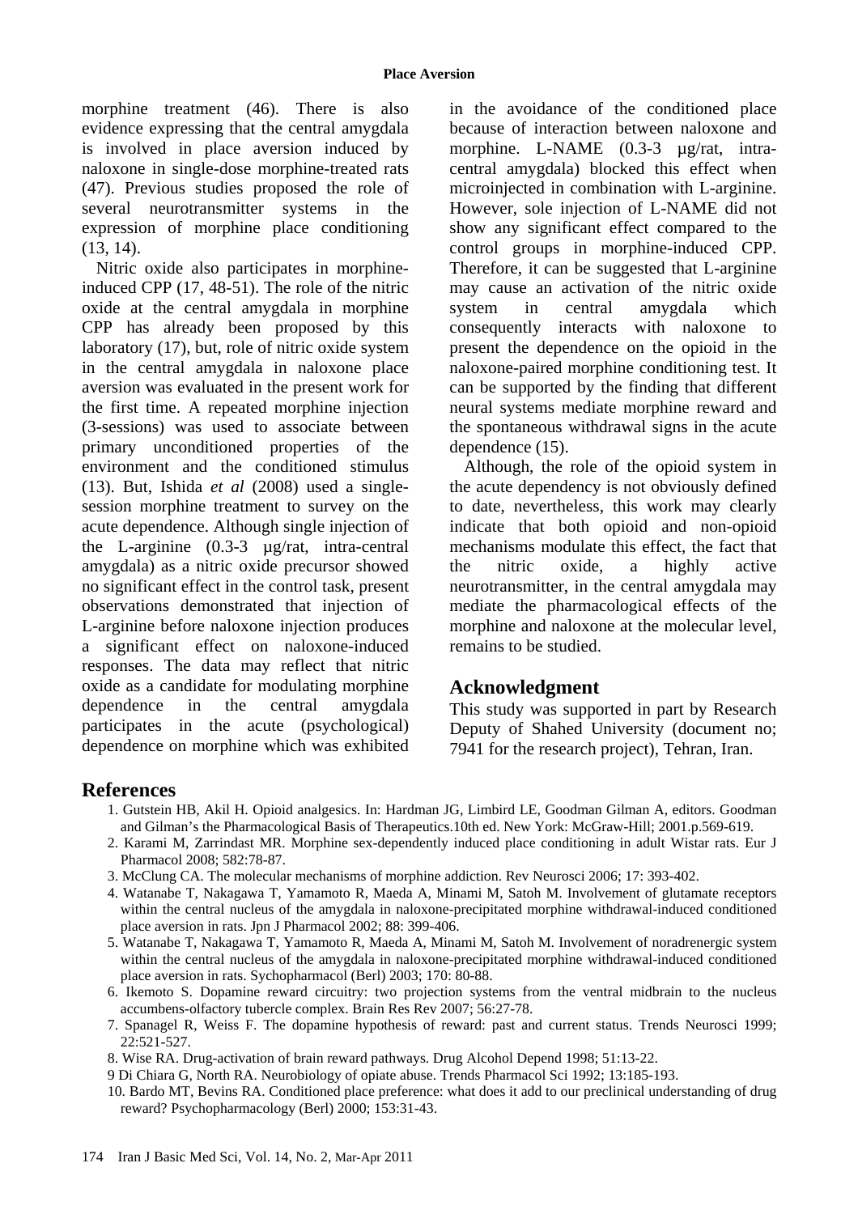morphine treatment (46). There is also evidence expressing that the central amygdala is involved in place aversion induced by naloxone in single-dose morphine-treated rats (47). Previous studies proposed the role of several neurotransmitter systems in the expression of morphine place conditioning (13, 14).

Nitric oxide also participates in morphine-induced CPP (17, 48-51). The role of the nitric oxide at the central amygdala in morphine CPP has already been proposed by this laboratory (17), but, role of nitric oxide system in the central amygdala in naloxone place aversion was evaluated in the present work for the first time. A repeated morphine injection (3-sessions) was used to associate between primary unconditioned properties of the environment and the conditioned stimulus (13). But, Ishida *et al* (2008) used a single-session morphine treatment to survey on the acute dependence. Although single injection of the L-arginine (0.3-3 µg/rat, intra-central amygdala) as a nitric oxide precursor showed no significant effect in the control task, present observations demonstrated that injection of L-arginine before naloxone injection produces a significant effect on naloxone-induced responses. The data may reflect that nitric oxide as a candidate for modulating morphine dependence in the central amygdala participates in the acute (psychological) dependence on morphine which was exhibited in the avoidance of the conditioned place because of interaction between naloxone and morphine. L-NAME (0.3-3 µg/rat, intra-central amygdala) blocked this effect when microinjected in combination with L-arginine. However, sole injection of L-NAME did not show any significant effect compared to the control groups in morphine-induced CPP. Therefore, it can be suggested that L-arginine may cause an activation of the nitric oxide system in central amygdala which consequently interacts with naloxone to present the dependence on the opioid in the naloxone-paired morphine conditioning test. It can be supported by the finding that different neural systems mediate morphine reward and the spontaneous withdrawal signs in the acute dependence (15).

Although, the role of the opioid system in the acute dependency is not obviously defined to date, nevertheless, this work may clearly indicate that both opioid and non-opioid mechanisms modulate this effect, the fact that the nitric oxide, a highly active neurotransmitter, in the central amygdala may mediate the pharmacological effects of the morphine and naloxone at the molecular level, remains to be studied.

## Acknowledgment

This study was supported in part by Research Deputy of Shahed University (document no; 7941 for the research project), Tehran, Iran.

## References

1. Gutstein HB, Akil H. Opioid analgesics. In: Hardman JG, Limbird LE, Goodman Gilman A, editors. Goodman and Gilman's the Pharmacological Basis of Therapeutics.10th ed. New York: McGraw-Hill; 2001.p.569-619.
2. Karami M, Zarrindast MR. Morphine sex-dependently induced place conditioning in adult Wistar rats. Eur J Pharmacol 2008; 582:78-87.
3. McClung CA. The molecular mechanisms of morphine addiction. Rev Neurosci 2006; 17: 393-402.
4. Watanabe T, Nakagawa T, Yamamoto R, Maeda A, Minami M, Satoh M. Involvement of glutamate receptors within the central nucleus of the amygdala in naloxone-precipitated morphine withdrawal-induced conditioned place aversion in rats. Jpn J Pharmacol 2002; 88: 399-406.
5. Watanabe T, Nakagawa T, Yamamoto R, Maeda A, Minami M, Satoh M. Involvement of noradrenergic system within the central nucleus of the amygdala in naloxone-precipitated morphine withdrawal-induced conditioned place aversion in rats. Sychopharmacol (Berl) 2003; 170: 80-88.
6. Ikemoto S. Dopamine reward circuitry: two projection systems from the ventral midbrain to the nucleus accumbens-olfactory tubercle complex. Brain Res Rev 2007; 56:27-78.
7. Spanagel R, Weiss F. The dopamine hypothesis of reward: past and current status. Trends Neurosci 1999; 22:521-527.
8. Wise RA. Drug-activation of brain reward pathways. Drug Alcohol Depend 1998; 51:13-22.
9. Di Chiara G, North RA. Neurobiology of opiate abuse. Trends Pharmacol Sci 1992; 13:185-193.
10. Bardo MT, Bevins RA. Conditioned place preference: what does it add to our preclinical understanding of drug reward? Psychopharmacology (Berl) 2000; 153:31-43.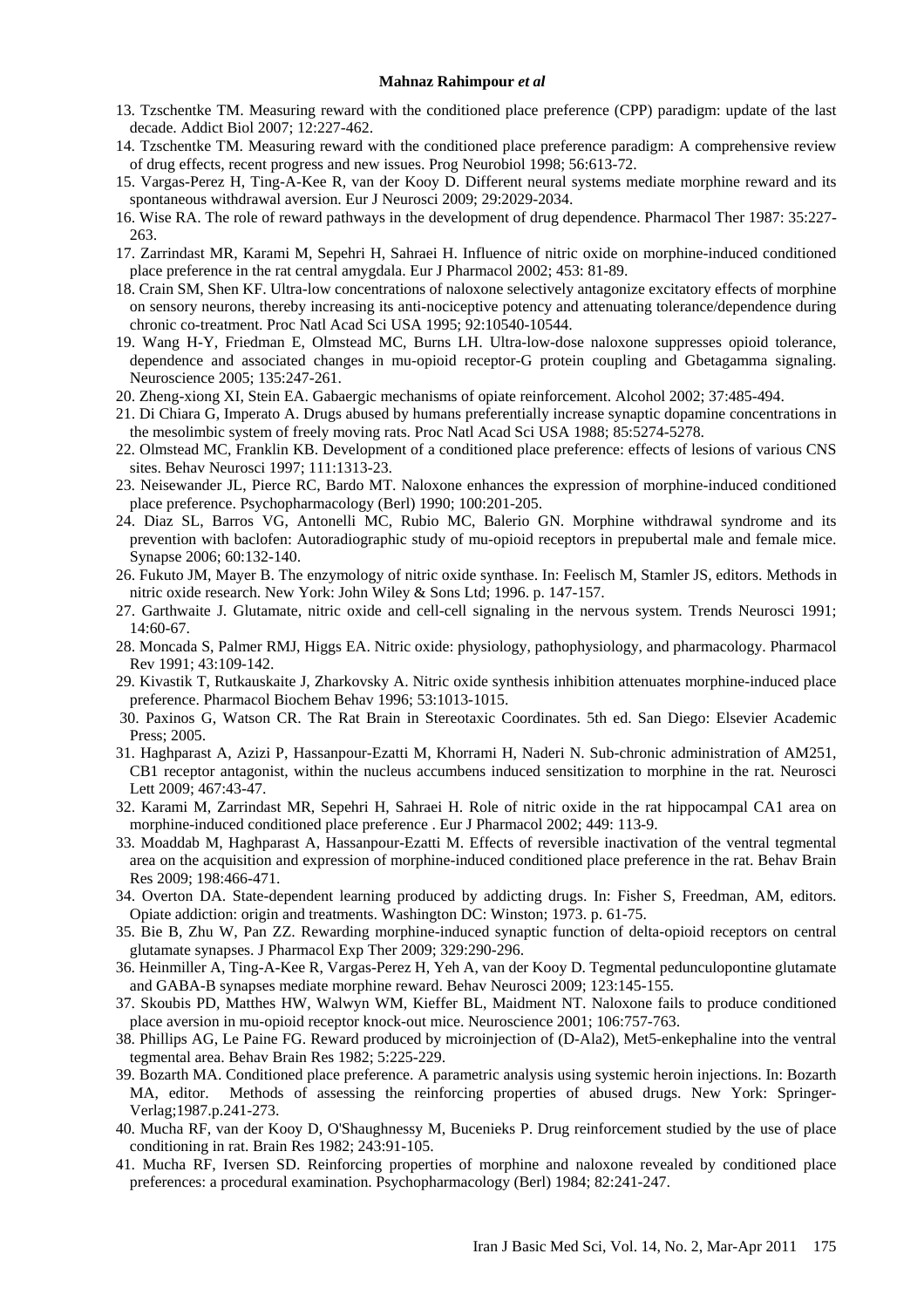13. Tzschentke TM. Measuring reward with the conditioned place preference (CPP) paradigm: update of the last decade. Addict Biol 2007; 12:227-462.
14. Tzschentke TM. Measuring reward with the conditioned place preference paradigm: A comprehensive review of drug effects, recent progress and new issues. Prog Neurobiol 1998; 56:613-72.
15. Vargas-Perez H, Ting-A-Kee R, van der Kooy D. Different neural systems mediate morphine reward and its spontaneous withdrawal aversion. Eur J Neurosci 2009; 29:2029-2034.
16. Wise RA. The role of reward pathways in the development of drug dependence. Pharmacol Ther 1987: 35:227-263.
17. Zarrindast MR, Karami M, Sepehri H, Sahraei H. Influence of nitric oxide on morphine-induced conditioned place preference in the rat central amygdala. Eur J Pharmacol 2002; 453: 81-89.
18. Crain SM, Shen KF. Ultra-low concentrations of naloxone selectively antagonize excitatory effects of morphine on sensory neurons, thereby increasing its anti-nociceptive potency and attenuating tolerance/dependence during chronic co-treatment. Proc Natl Acad Sci USA 1995; 92:10540-10544.
19. Wang H-Y, Friedman E, Olmstead MC, Burns LH. Ultra-low-dose naloxone suppresses opioid tolerance, dependence and associated changes in mu-opioid receptor-G protein coupling and Gbetagamma signaling. Neuroscience 2005; 135:247-261.
20. Zheng-xiong XI, Stein EA. Gabaergic mechanisms of opiate reinforcement. Alcohol 2002; 37:485-494.
21. Di Chiara G, Imperato A. Drugs abused by humans preferentially increase synaptic dopamine concentrations in the mesolimbic system of freely moving rats. Proc Natl Acad Sci USA 1988; 85:5274-5278.
22. Olmstead MC, Franklin KB. Development of a conditioned place preference: effects of lesions of various CNS sites. Behav Neurosci 1997; 111:1313-23.
23. Neisewander JL, Pierce RC, Bardo MT. Naloxone enhances the expression of morphine-induced conditioned place preference. Psychopharmacology (Berl) 1990; 100:201-205.
24. Diaz SL, Barros VG, Antonelli MC, Rubio MC, Balerio GN. Morphine withdrawal syndrome and its prevention with baclofen: Autoradiographic study of mu-opioid receptors in prepubertal male and female mice. Synapse 2006; 60:132-140.
26. Fukuto JM, Mayer B. The enzymology of nitric oxide synthase. In: Feelisch M, Stamler JS, editors. Methods in nitric oxide research. New York: John Wiley & Sons Ltd; 1996. p. 147-157.
27. Garthwaite J. Glutamate, nitric oxide and cell-cell signaling in the nervous system. Trends Neurosci 1991; 14:60-67.
28. Moncada S, Palmer RMJ, Higgs EA. Nitric oxide: physiology, pathophysiology, and pharmacology. Pharmacol Rev 1991; 43:109-142.
29. Kivastik T, Rutkauskaite J, Zharkovsky A. Nitric oxide synthesis inhibition attenuates morphine-induced place preference. Pharmacol Biochem Behav 1996; 53:1013-1015.
30. Paxinos G, Watson CR. The Rat Brain in Stereotaxic Coordinates. 5th ed. San Diego: Elsevier Academic Press; 2005.
31. Haghparast A, Azizi P, Hassanpour-Ezatti M, Khorrami H, Naderi N. Sub-chronic administration of AM251, CB1 receptor antagonist, within the nucleus accumbens induced sensitization to morphine in the rat. Neurosci Lett 2009; 467:43-47.
32. Karami M, Zarrindast MR, Sepehri H, Sahraei H. Role of nitric oxide in the rat hippocampal CA1 area on morphine-induced conditioned place preference . Eur J Pharmacol 2002; 449: 113-9.
33. Moaddab M, Haghparast A, Hassanpour-Ezatti M. Effects of reversible inactivation of the ventral tegmental area on the acquisition and expression of morphine-induced conditioned place preference in the rat. Behav Brain Res 2009; 198:466-471.
34. Overton DA. State-dependent learning produced by addicting drugs. In: Fisher S, Freedman, AM, editors. Opiate addiction: origin and treatments. Washington DC: Winston; 1973. p. 61-75.
35. Bie B, Zhu W, Pan ZZ. Rewarding morphine-induced synaptic function of delta-opioid receptors on central glutamate synapses. J Pharmacol Exp Ther 2009; 329:290-296.
36. Heinmiller A, Ting-A-Kee R, Vargas-Perez H, Yeh A, van der Kooy D. Tegmental pedunculopontine glutamate and GABA-B synapses mediate morphine reward. Behav Neurosci 2009; 123:145-155.
37. Skoubis PD, Matthes HW, Walwyn WM, Kieffer BL, Maidment NT. Naloxone fails to produce conditioned place aversion in mu-opioid receptor knock-out mice. Neuroscience 2001; 106:757-763.
38. Phillips AG, Le Paine FG. Reward produced by microinjection of (D-Ala2), Met5-enkephaline into the ventral tegmental area. Behav Brain Res 1982; 5:225-229.
39. Bozarth MA. Conditioned place preference. A parametric analysis using systemic heroin injections. In: Bozarth MA, editor. Methods of assessing the reinforcing properties of abused drugs. New York: Springer-Verlag;1987.p.241-273.
40. Mucha RF, van der Kooy D, O'Shaughnessy M, Bucenieks P. Drug reinforcement studied by the use of place conditioning in rat. Brain Res 1982; 243:91-105.
41. Mucha RF, Iversen SD. Reinforcing properties of morphine and naloxone revealed by conditioned place preferences: a procedural examination. Psychopharmacology (Berl) 1984; 82:241-247.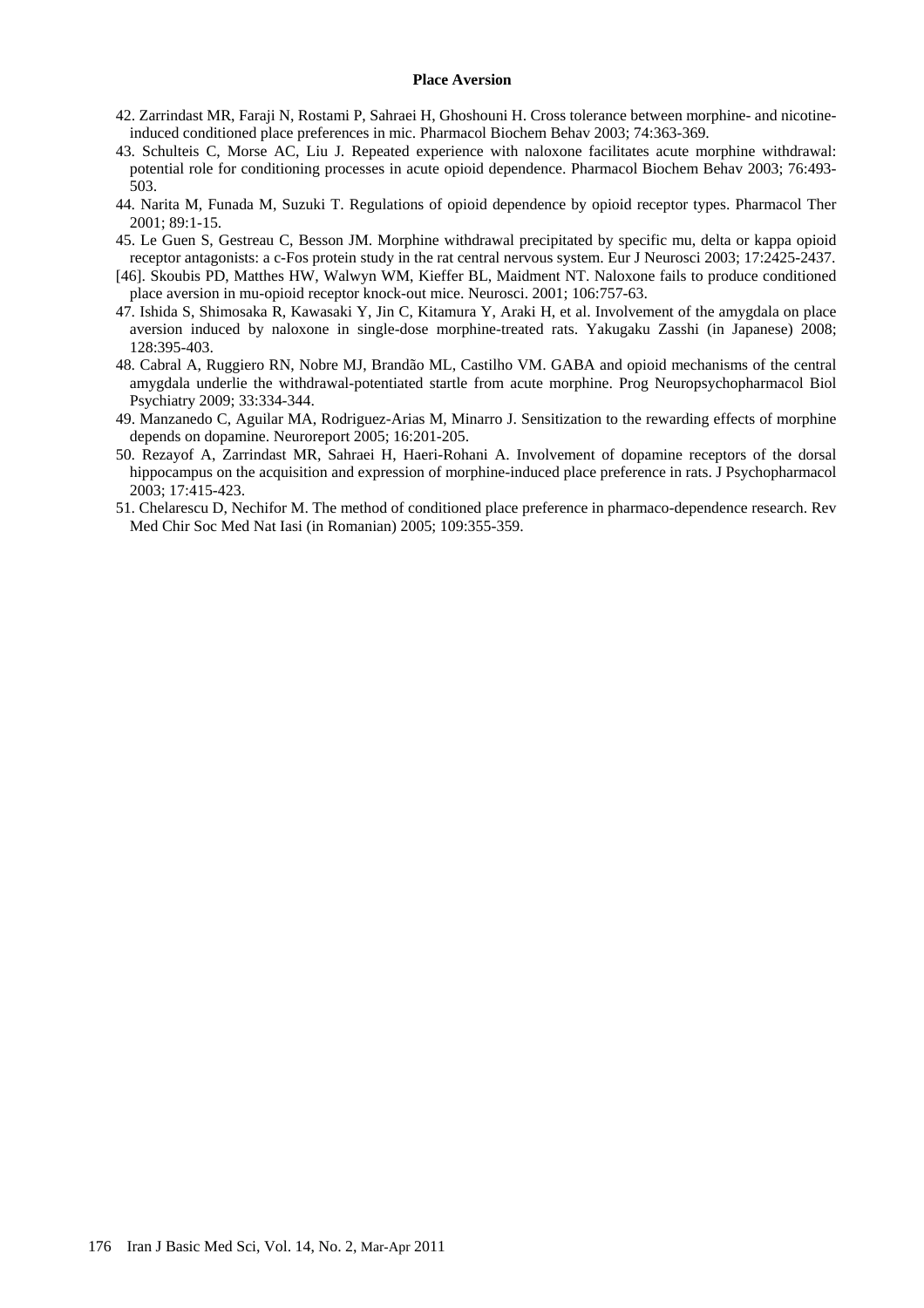42. Zarrindast MR, Faraji N, Rostami P, Sahraei H, Ghoshouni H. Cross tolerance between morphine- and nicotine-induced conditioned place preferences in mic. Pharmacol Biochem Behav 2003; 74:363-369.
43. Schulteis C, Morse AC, Liu J. Repeated experience with naloxone facilitates acute morphine withdrawal: potential role for conditioning processes in acute opioid dependence. Pharmacol Biochem Behav 2003; 76:493-503.
44. Narita M, Funada M, Suzuki T. Regulations of opioid dependence by opioid receptor types. Pharmacol Ther 2001; 89:1-15.
45. Le Guen S, Gestreau C, Besson JM. Morphine withdrawal precipitated by specific mu, delta or kappa opioid receptor antagonists: a c-Fos protein study in the rat central nervous system. Eur J Neurosci 2003; 17:2425-2437.

[46]. Skoubis PD, Matthes HW, Walwyn WM, Kieffer BL, Maidment NT. Naloxone fails to produce conditioned place aversion in mu-opioid receptor knock-out mice. Neurosci. 2001; 106:757-63.

47. Ishida S, Shimosaka R, Kawasaki Y, Jin C, Kitamura Y, Araki H, et al. Involvement of the amygdala on place aversion induced by naloxone in single-dose morphine-treated rats. Yakugaku Zasshi (in Japanese) 2008; 128:395-403.
48. Cabral A, Ruggiero RN, Nobre MJ, Brandão ML, Castilho VM. GABA and opioid mechanisms of the central amygdala underlie the withdrawal-potentiated startle from acute morphine. Prog Neuropsychopharmacol Biol Psychiatry 2009; 33:334-344.
49. Manzanedo C, Aguilar MA, Rodriguez-Arias M, Minarro J. Sensitization to the rewarding effects of morphine depends on dopamine. Neuroreport 2005; 16:201-205.
50. Rezayof A, Zarrindast MR, Sahraei H, Haeri-Rohani A. Involvement of dopamine receptors of the dorsal hippocampus on the acquisition and expression of morphine-induced place preference in rats. J Psychopharmacol 2003; 17:415-423.
51. Chelarescu D, Nechifor M. The method of conditioned place preference in pharmaco-dependence research. Rev Med Chir Soc Med Nat Iasi (in Romanian) 2005; 109:355-359.